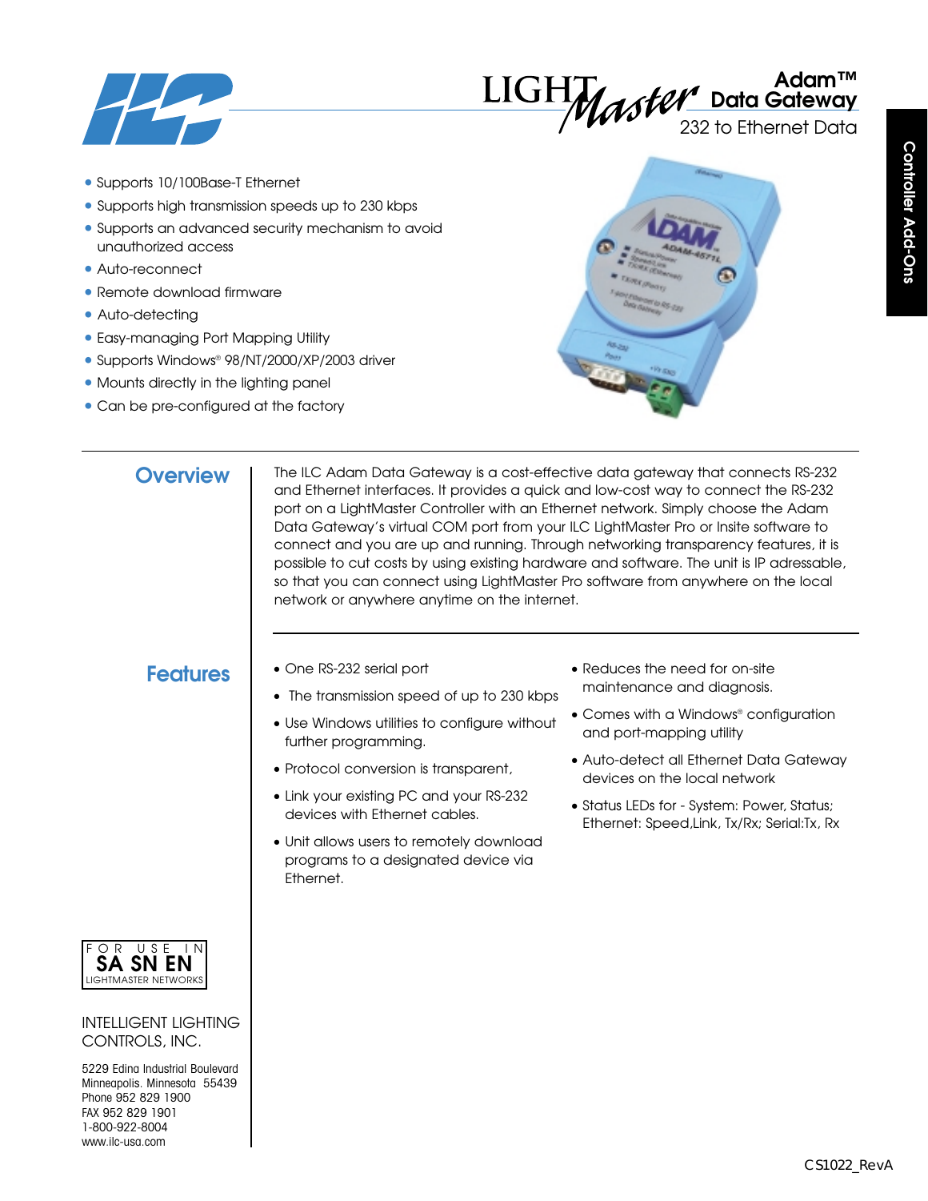# LightMaster Adam™ Data Gateway

232 to Ethernet Data

Controller Add-Ons

- Supports 10/100Base-T Ethernet
- Supports high transmission speeds up to 230 kbps
- Supports an advanced security mechanism to avoid unauthorized access
- Auto-reconnect
- Remote download firmware
- Auto-detecting
- Easy-managing Port Mapping Utility
- Supports Windows® 98/NT/2000/XP/2003 driver
- Mounts directly in the lighting panel
- Can be pre-configured at the factory

## Overview

The ILC Adam Data Gateway is a cost-effective data gateway that connects RS-232 and Ethernet interfaces. It provides a quick and low-cost way to connect the RS-232 port on a LightMaster Controller with an Ethernet network. Simply choose the Adam Data Gateway's virtual COM port from your ILC LightMaster Pro or Insite software to connect and you are up and running. Through networking transparency features, it is possible to cut costs by using existing hardware and software. The unit is IP adressable, so that you can connect using LightMaster Pro software from anywhere on the local network or anywhere anytime on the internet.

## Features

- One RS-232 serial port
- The transmission speed of up to 230 kbps
- Use Windows utilities to configure without further programming.
- Protocol conversion is transparent,
- Link your existing PC and your RS-232 devices with Ethernet cables.
- Unit allows users to remotely download programs to a designated device via Ethernet.
- Reduces the need for on-site maintenance and diagnosis.
- Comes with a Windows® configuration and port-mapping utility
- Auto-detect all Ethernet Data Gateway devices on the local network
- Status LEDs for - System: Power, Status; Ethernet: Speed,Link, Tx/Rx; Serial:Tx, Rx

FOR USE IN
**SA SN EN**
LIGHTMASTER NETWORKS

INTELLIGENT LIGHTING CONTROLS, INC.

5229 Edina Industrial Boulevard
Minneapolis, Minnesota 55439
Phone 952 829 1900
FAX 952 829 1901
1-800-922-8004
www.ilc-usa.com

CS1022_RevA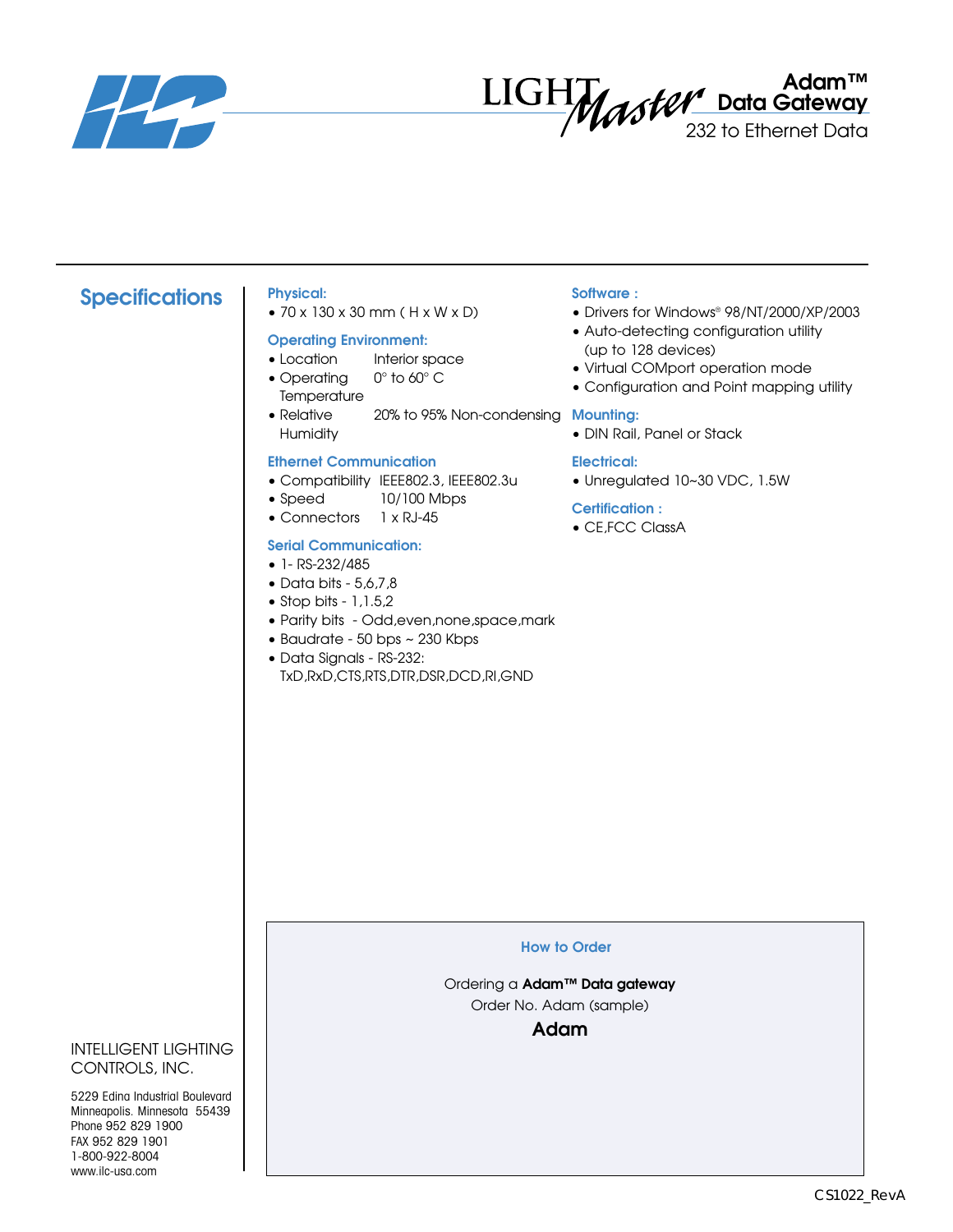LIGHTMaster **Adam™ Data Gateway**
232 to Ethernet Data

## Specifications

### Physical:

- 70 x 130 x 30 mm ( H x W x D)

### Operating Environment:

- Location Interior space
- Operating Temperature 0° to 60° C
- Relative Humidity 20% to 95% Non-condensing

### Ethernet Communication

- Compatibility IEEE802.3, IEEE802.3u
- Speed 10/100 Mbps
- Connectors 1 x RJ-45

### Serial Communication:

- 1- RS-232/485
- Data bits - 5,6,7,8
- Stop bits - 1,1.5,2
- Parity bits - Odd,even,none,space,mark
- Baudrate - 50 bps ~ 230 Kbps
- Data Signals - RS-232: TxD,RxD,CTS,RTS,DTR,DSR,DCD,RI,GND

### Software :

- Drivers for Windows® 98/NT/2000/XP/2003
- Auto-detecting configuration utility (up to 128 devices)
- Virtual COMport operation mode
- Configuration and Point mapping utility

### Mounting:

- DIN Rail, Panel or Stack

### Electrical:

- Unregulated 10~30 VDC, 1.5W

### Certification :

- CE,FCC ClassA

### How to Order

Ordering a **Adam™ Data gateway**
Order No. Adam (sample)

**Adam**

INTELLIGENT LIGHTING CONTROLS, INC.

5229 Edina Industrial Boulevard
Minneapolis, Minnesota 55439
Phone 952 829 1900
FAX 952 829 1901
1-800-922-8004
www.ilc-usa.com

CS1022_RevA